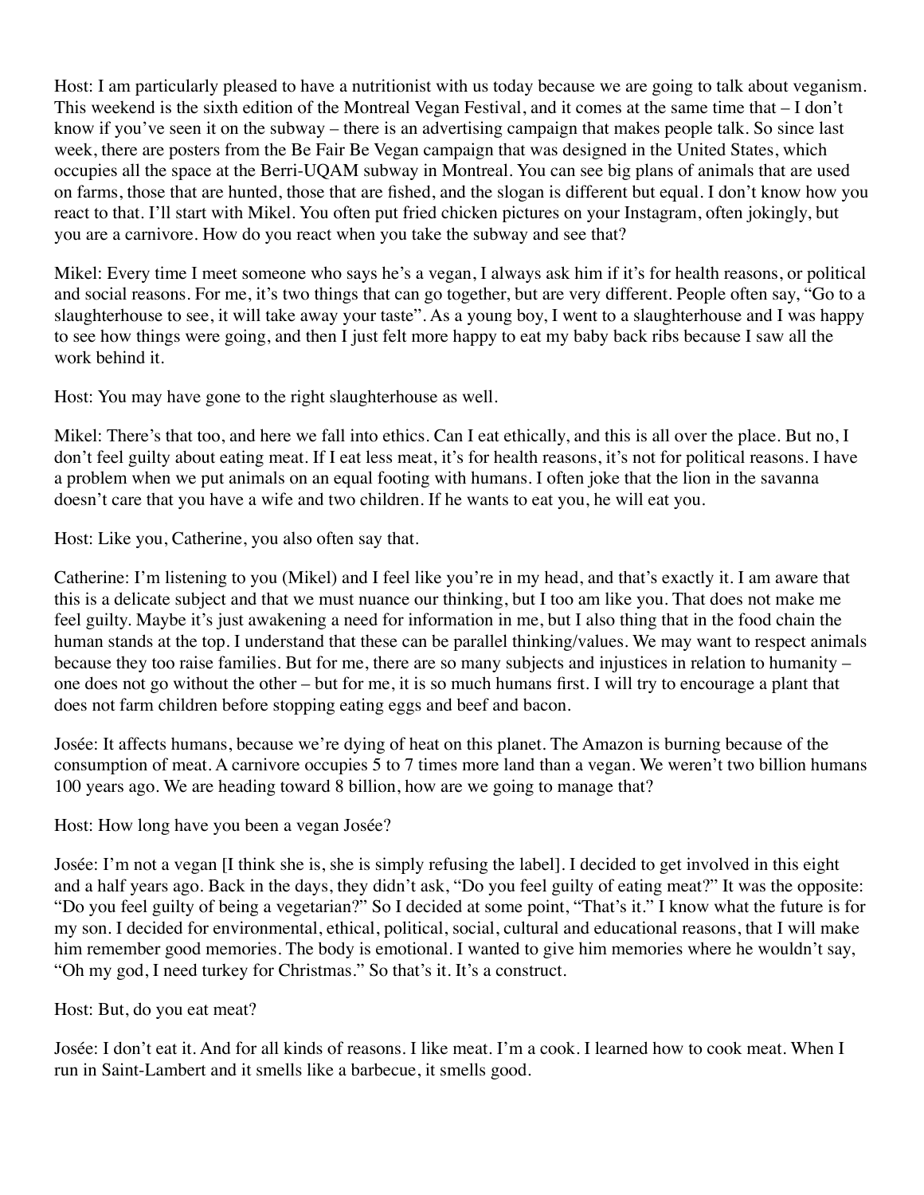Host: I am particularly pleased to have a nutritionist with us today because we are going to talk about veganism. This weekend is the sixth edition of the Montreal Vegan Festival, and it comes at the same time that – I don't know if you've seen it on the subway – there is an advertising campaign that makes people talk. So since last week, there are posters from the Be Fair Be Vegan campaign that was designed in the United States, which occupies all the space at the Berri-UQAM subway in Montreal. You can see big plans of animals that are used on farms, those that are hunted, those that are fished, and the slogan is different but equal. I don't know how you react to that. I'll start with Mikel. You often put fried chicken pictures on your Instagram, often jokingly, but you are a carnivore. How do you react when you take the subway and see that?

Mikel: Every time I meet someone who says he's a vegan, I always ask him if it's for health reasons, or political and social reasons. For me, it's two things that can go together, but are very different. People often say, "Go to a slaughterhouse to see, it will take away your taste". As a young boy, I went to a slaughterhouse and I was happy to see how things were going, and then I just felt more happy to eat my baby back ribs because I saw all the work behind it.

Host: You may have gone to the right slaughterhouse as well.

Mikel: There's that too, and here we fall into ethics. Can I eat ethically, and this is all over the place. But no, I don't feel guilty about eating meat. If I eat less meat, it's for health reasons, it's not for political reasons. I have a problem when we put animals on an equal footing with humans. I often joke that the lion in the savanna doesn't care that you have a wife and two children. If he wants to eat you, he will eat you.

Host: Like you, Catherine, you also often say that.

Catherine: I'm listening to you (Mikel) and I feel like you're in my head, and that's exactly it. I am aware that this is a delicate subject and that we must nuance our thinking, but I too am like you. That does not make me feel guilty. Maybe it's just awakening a need for information in me, but I also thing that in the food chain the human stands at the top. I understand that these can be parallel thinking/values. We may want to respect animals because they too raise families. But for me, there are so many subjects and injustices in relation to humanity – one does not go without the other – but for me, it is so much humans first. I will try to encourage a plant that does not farm children before stopping eating eggs and beef and bacon.

Josée: It affects humans, because we're dying of heat on this planet. The Amazon is burning because of the consumption of meat. A carnivore occupies 5 to 7 times more land than a vegan. We weren't two billion humans 100 years ago. We are heading toward 8 billion, how are we going to manage that?

Host: How long have you been a vegan Josée?

Josée: I'm not a vegan [I think she is, she is simply refusing the label]. I decided to get involved in this eight and a half years ago. Back in the days, they didn't ask, "Do you feel guilty of eating meat?" It was the opposite: "Do you feel guilty of being a vegetarian?" So I decided at some point, "That's it." I know what the future is for my son. I decided for environmental, ethical, political, social, cultural and educational reasons, that I will make him remember good memories. The body is emotional. I wanted to give him memories where he wouldn't say, "Oh my god, I need turkey for Christmas." So that's it. It's a construct.

Host: But, do you eat meat?

Josée: I don't eat it. And for all kinds of reasons. I like meat. I'm a cook. I learned how to cook meat. When I run in Saint-Lambert and it smells like a barbecue, it smells good.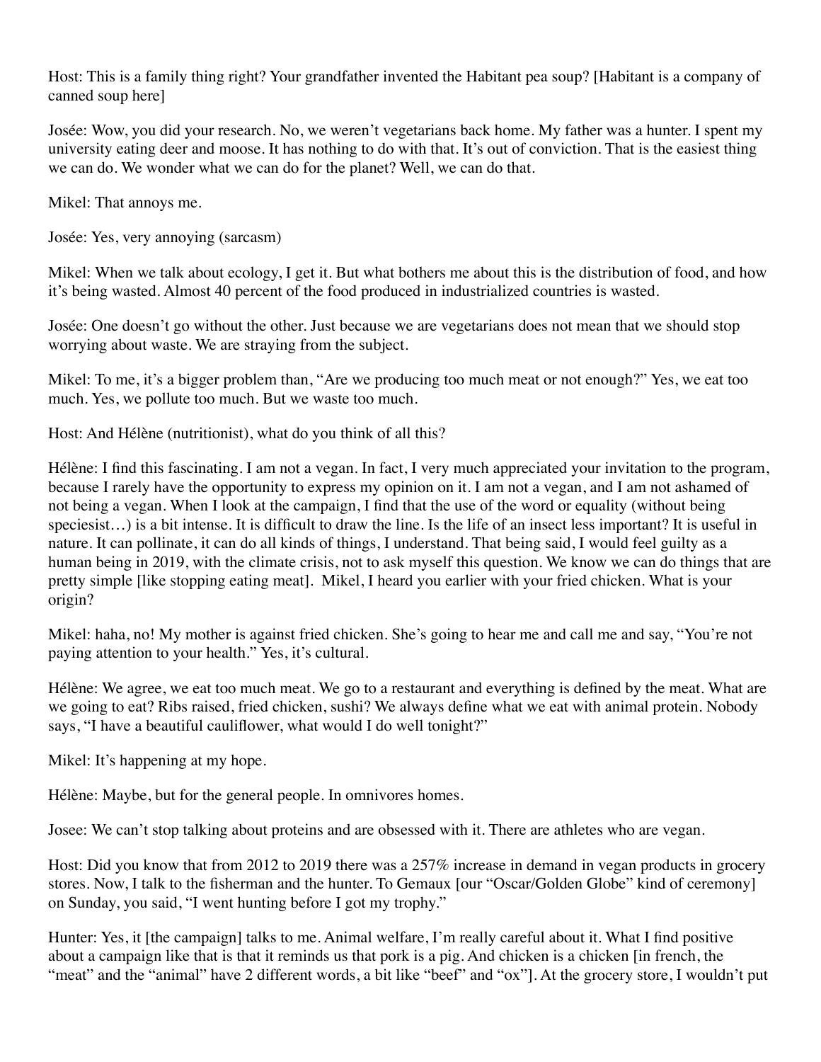Host: This is a family thing right? Your grandfather invented the Habitant pea soup? [Habitant is a company of canned soup here]

Josée: Wow, you did your research. No, we weren't vegetarians back home. My father was a hunter. I spent my university eating deer and moose. It has nothing to do with that. It's out of conviction. That is the easiest thing we can do. We wonder what we can do for the planet? Well, we can do that.

Mikel: That annoys me.

Josée: Yes, very annoying (sarcasm)

Mikel: When we talk about ecology, I get it. But what bothers me about this is the distribution of food, and how it's being wasted. Almost 40 percent of the food produced in industrialized countries is wasted.

Josée: One doesn't go without the other. Just because we are vegetarians does not mean that we should stop worrying about waste. We are straying from the subject.

Mikel: To me, it's a bigger problem than, "Are we producing too much meat or not enough?" Yes, we eat too much. Yes, we pollute too much. But we waste too much.

Host: And Hélène (nutritionist), what do you think of all this?

Hélène: I find this fascinating. I am not a vegan. In fact, I very much appreciated your invitation to the program, because I rarely have the opportunity to express my opinion on it. I am not a vegan, and I am not ashamed of not being a vegan. When I look at the campaign, I find that the use of the word or equality (without being speciesist…) is a bit intense. It is difficult to draw the line. Is the life of an insect less important? It is useful in nature. It can pollinate, it can do all kinds of things, I understand. That being said, I would feel guilty as a human being in 2019, with the climate crisis, not to ask myself this question. We know we can do things that are pretty simple [like stopping eating meat]. Mikel, I heard you earlier with your fried chicken. What is your origin?

Mikel: haha, no! My mother is against fried chicken. She's going to hear me and call me and say, "You're not paying attention to your health." Yes, it's cultural.

Hélène: We agree, we eat too much meat. We go to a restaurant and everything is defined by the meat. What are we going to eat? Ribs raised, fried chicken, sushi? We always define what we eat with animal protein. Nobody says, "I have a beautiful cauliflower, what would I do well tonight?"

Mikel: It's happening at my hope.

Hélène: Maybe, but for the general people. In omnivores homes.

Josee: We can't stop talking about proteins and are obsessed with it. There are athletes who are vegan.

Host: Did you know that from 2012 to 2019 there was a 257% increase in demand in vegan products in grocery stores. Now, I talk to the fisherman and the hunter. To Gemaux [our "Oscar/Golden Globe" kind of ceremony] on Sunday, you said, "I went hunting before I got my trophy."

Hunter: Yes, it [the campaign] talks to me. Animal welfare, I'm really careful about it. What I find positive about a campaign like that is that it reminds us that pork is a pig. And chicken is a chicken [in french, the "meat" and the "animal" have 2 different words, a bit like "beef" and "ox"]. At the grocery store, I wouldn't put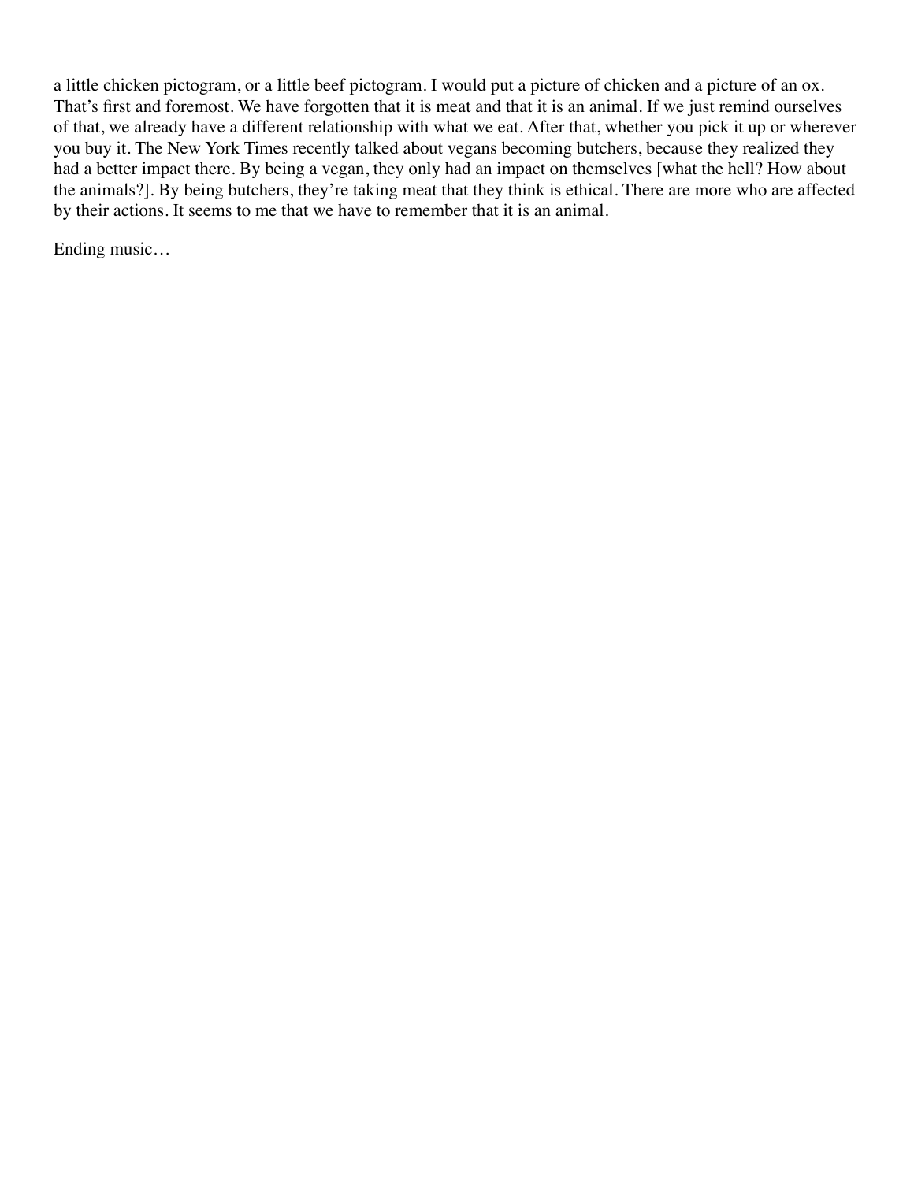a little chicken pictogram, or a little beef pictogram. I would put a picture of chicken and a picture of an ox. That's first and foremost. We have forgotten that it is meat and that it is an animal. If we just remind ourselves of that, we already have a different relationship with what we eat. After that, whether you pick it up or wherever you buy it. The New York Times recently talked about vegans becoming butchers, because they realized they had a better impact there. By being a vegan, they only had an impact on themselves [what the hell? How about the animals?]. By being butchers, they're taking meat that they think is ethical. There are more who are affected by their actions. It seems to me that we have to remember that it is an animal.

Ending music…